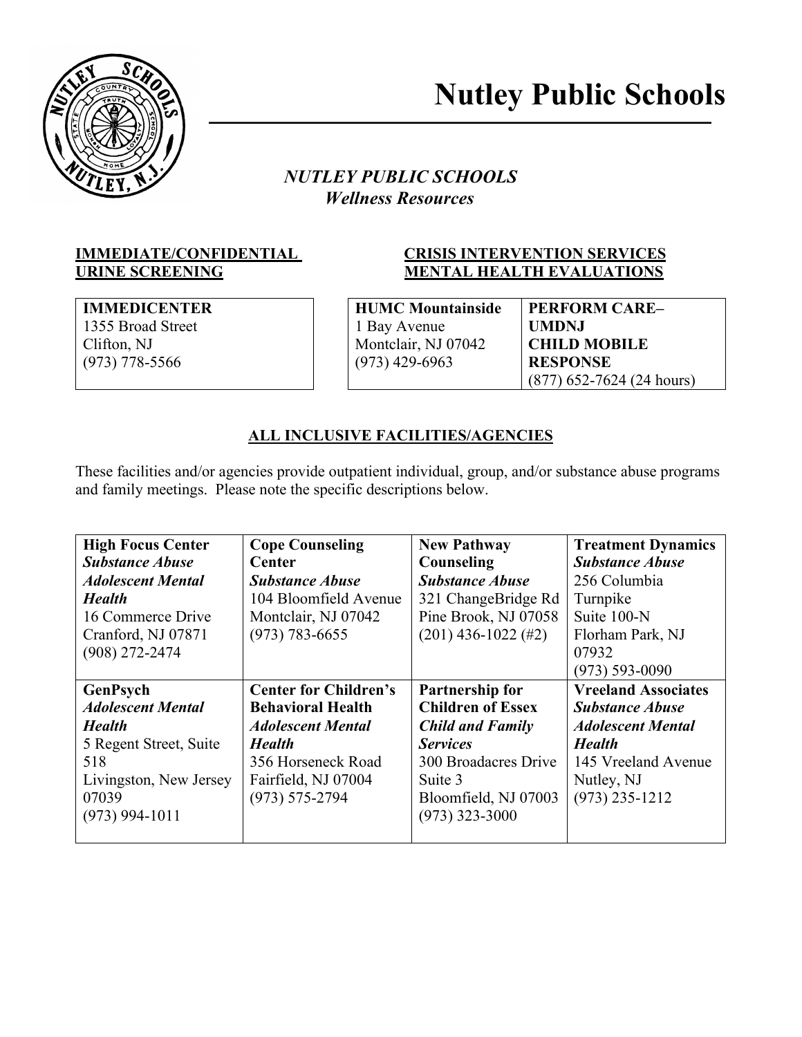# Nutley Public Schools

## *NUTLEY PUBLIC SCHOOLS*
## *Wellness Resources*

**IMMEDIATE/CONFIDENTIAL URINE SCREENING**

| **IMMEDICENTER**<br>1355 Broad Street<br>Clifton, NJ<br>(973) 778-5566 |
|---|

**CRISIS INTERVENTION SERVICES MENTAL HEALTH EVALUATIONS**

| **HUMC Mountainside**<br>1 Bay Avenue<br>Montclair, NJ 07042<br>(973) 429-6963 | **PERFORM CARE–UMDNJ CHILD MOBILE RESPONSE**<br>(877) 652-7624 (24 hours) |
|---|---|

**ALL INCLUSIVE FACILITIES/AGENCIES**

These facilities and/or agencies provide outpatient individual, group, and/or substance abuse programs and family meetings. Please note the specific descriptions below.

| **High Focus Center**<br>***Substance Abuse***<br>***Adolescent Mental Health***<br>16 Commerce Drive<br>Cranford, NJ 07871<br>(908) 272-2474 | **Cope Counseling Center**<br>***Substance Abuse***<br>104 Bloomfield Avenue<br>Montclair, NJ 07042<br>(973) 783-6655 | **New Pathway Counseling**<br>***Substance Abuse***<br>321 ChangeBridge Rd<br>Pine Brook, NJ 07058<br>(201) 436-1022 (#2) | **Treatment Dynamics**<br>***Substance Abuse***<br>256 Columbia Turnpike<br>Suite 100-N<br>Florham Park, NJ 07932<br>(973) 593-0090 |
|---|---|---|---|
| **GenPsych**<br>***Adolescent Mental Health***<br>5 Regent Street, Suite 518<br>Livingston, New Jersey 07039<br>(973) 994-1011 | **Center for Children's Behavioral Health**<br>***Adolescent Mental Health***<br>356 Horseneck Road<br>Fairfield, NJ 07004<br>(973) 575-2794 | **Partnership for Children of Essex**<br>***Child and Family Services***<br>300 Broadacres Drive<br>Suite 3<br>Bloomfield, NJ 07003<br>(973) 323-3000 | **Vreeland Associates**<br>***Substance Abuse***<br>***Adolescent Mental Health***<br>145 Vreeland Avenue<br>Nutley, NJ<br>(973) 235-1212 |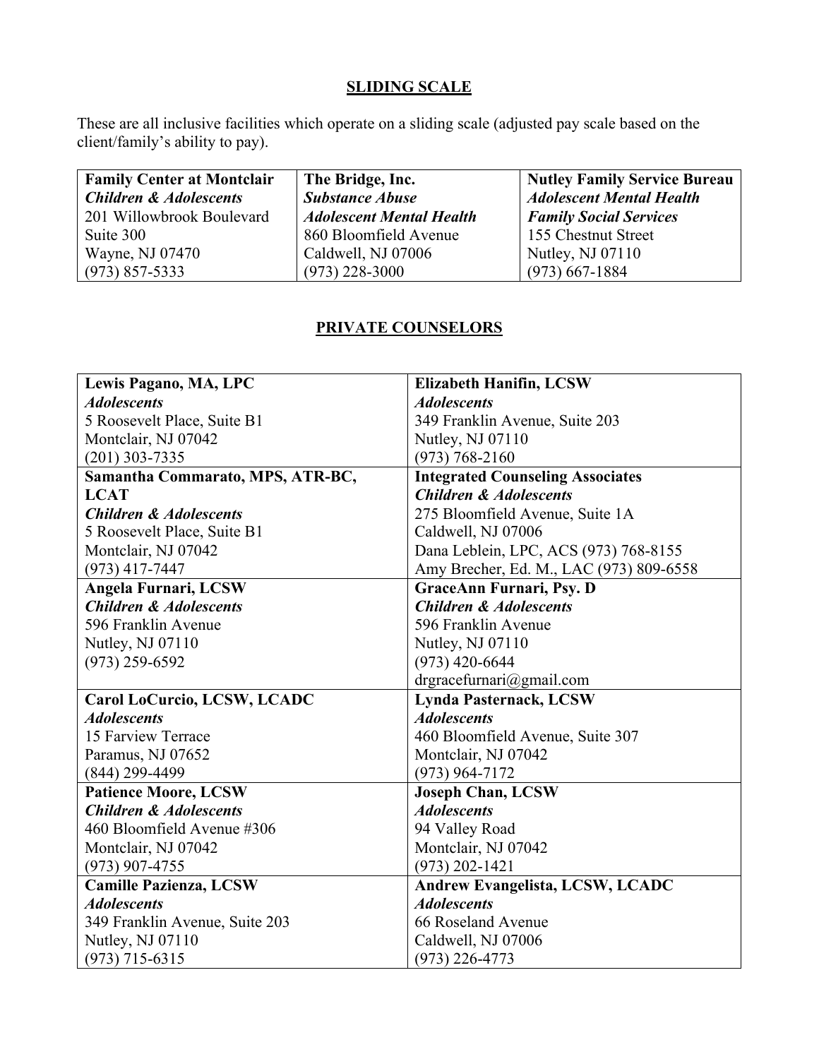## SLIDING SCALE

These are all inclusive facilities which operate on a sliding scale (adjusted pay scale based on the client/family's ability to pay).

| **Family Center at Montclair** | **The Bridge, Inc.** | **Nutley Family Service Bureau** |
|---|---|---|
| ***Children & Adolescents*** | ***Substance Abuse*** | ***Adolescent Mental Health*** |
| 201 Willowbrook Boulevard | ***Adolescent Mental Health*** | ***Family Social Services*** |
| Suite 300 | 860 Bloomfield Avenue | 155 Chestnut Street |
| Wayne, NJ 07470 | Caldwell, NJ 07006 | Nutley, NJ 07110 |
| (973) 857-5333 | (973) 228-3000 | (973) 667-1884 |

## PRIVATE COUNSELORS

| | |
|---|---|
| **Lewis Pagano, MA, LPC**<br>***Adolescents***<br>5 Roosevelt Place, Suite B1<br>Montclair, NJ 07042<br>(201) 303-7335 | **Elizabeth Hanifin, LCSW**<br>***Adolescents***<br>349 Franklin Avenue, Suite 203<br>Nutley, NJ 07110<br>(973) 768-2160 |
| **Samantha Commarato, MPS, ATR-BC, LCAT**<br>***Children & Adolescents***<br>5 Roosevelt Place, Suite B1<br>Montclair, NJ 07042<br>(973) 417-7447 | **Integrated Counseling Associates**<br>***Children & Adolescents***<br>275 Bloomfield Avenue, Suite 1A<br>Caldwell, NJ 07006<br>Dana Leblein, LPC, ACS (973) 768-8155<br>Amy Brecher, Ed. M., LAC (973) 809-6558 |
| **Angela Furnari, LCSW**<br>***Children & Adolescents***<br>596 Franklin Avenue<br>Nutley, NJ 07110<br>(973) 259-6592 | **GraceAnn Furnari, Psy. D**<br>***Children & Adolescents***<br>596 Franklin Avenue<br>Nutley, NJ 07110<br>(973) 420-6644<br>drgracefurnari@gmail.com |
| **Carol LoCurcio, LCSW, LCADC**<br>***Adolescents***<br>15 Farview Terrace<br>Paramus, NJ 07652<br>(844) 299-4499 | **Lynda Pasternack, LCSW**<br>***Adolescents***<br>460 Bloomfield Avenue, Suite 307<br>Montclair, NJ 07042<br>(973) 964-7172 |
| **Patience Moore, LCSW**<br>***Children & Adolescents***<br>460 Bloomfield Avenue #306<br>Montclair, NJ 07042<br>(973) 907-4755 | **Joseph Chan, LCSW**<br>***Adolescents***<br>94 Valley Road<br>Montclair, NJ 07042<br>(973) 202-1421 |
| **Camille Pazienza, LCSW**<br>***Adolescents***<br>349 Franklin Avenue, Suite 203<br>Nutley, NJ 07110<br>(973) 715-6315 | **Andrew Evangelista, LCSW, LCADC**<br>***Adolescents***<br>66 Roseland Avenue<br>Caldwell, NJ 07006<br>(973) 226-4773 |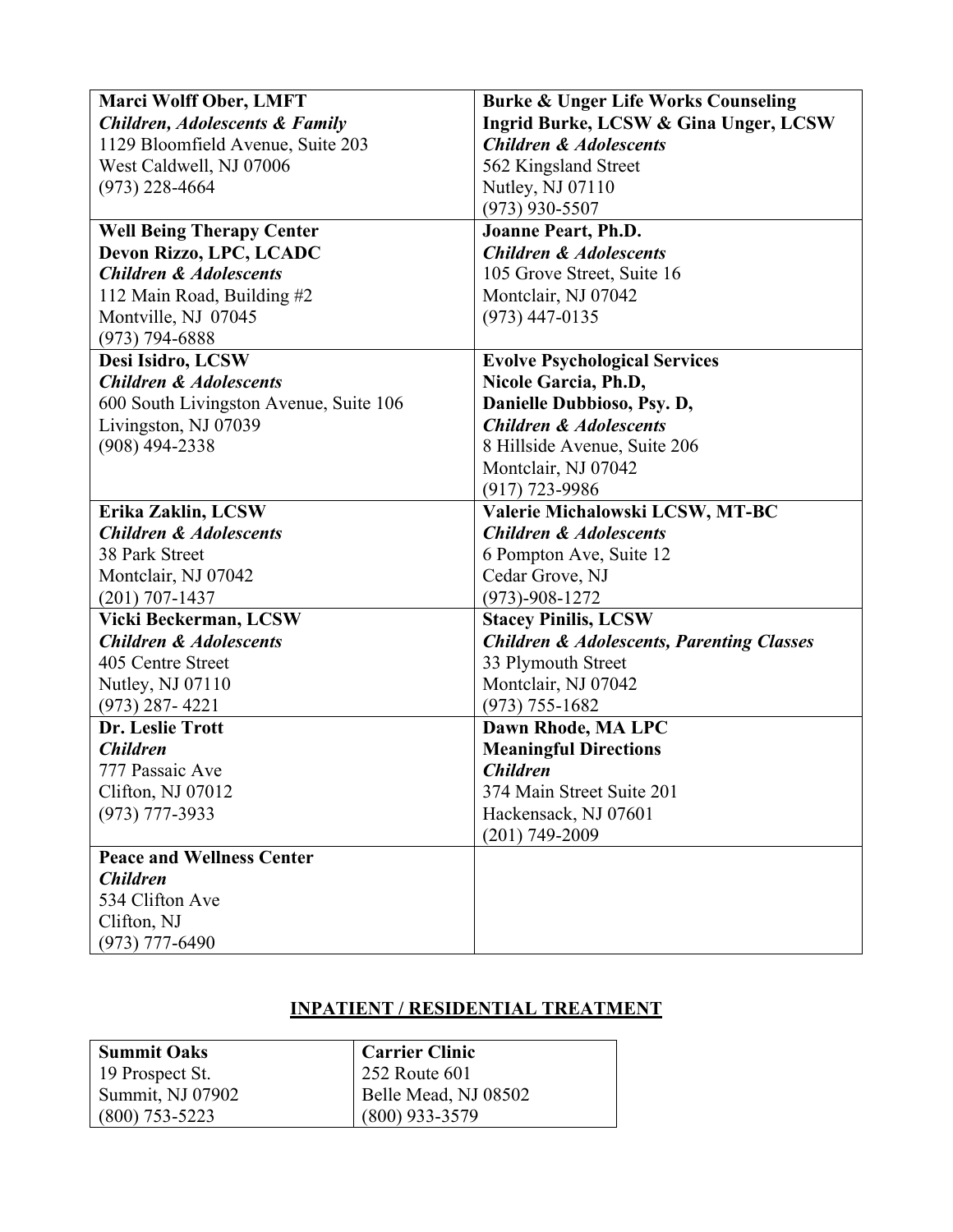| **Marci Wolff Ober, LMFT**<br>***Children, Adolescents & Family***<br>1129 Bloomfield Avenue, Suite 203<br>West Caldwell, NJ 07006<br>(973) 228-4664 | **Burke & Unger Life Works Counseling**<br>**Ingrid Burke, LCSW & Gina Unger, LCSW**<br>***Children & Adolescents***<br>562 Kingsland Street<br>Nutley, NJ 07110<br>(973) 930-5507 |
|---|---|
| **Well Being Therapy Center**<br>**Devon Rizzo, LPC, LCADC**<br>***Children & Adolescents***<br>112 Main Road, Building #2<br>Montville, NJ 07045<br>(973) 794-6888 | **Joanne Peart, Ph.D.**<br>***Children & Adolescents***<br>105 Grove Street, Suite 16<br>Montclair, NJ 07042<br>(973) 447-0135 |
| **Desi Isidro, LCSW**<br>***Children & Adolescents***<br>600 South Livingston Avenue, Suite 106<br>Livingston, NJ 07039<br>(908) 494-2338 | **Evolve Psychological Services**<br>**Nicole Garcia, Ph.D,**<br>**Danielle Dubbioso, Psy. D,**<br>***Children & Adolescents***<br>8 Hillside Avenue, Suite 206<br>Montclair, NJ 07042<br>(917) 723-9986 |
| **Erika Zaklin, LCSW**<br>***Children & Adolescents***<br>38 Park Street<br>Montclair, NJ 07042<br>(201) 707-1437 | **Valerie Michalowski LCSW, MT-BC**<br>***Children & Adolescents***<br>6 Pompton Ave, Suite 12<br>Cedar Grove, NJ<br>(973)-908-1272 |
| **Vicki Beckerman, LCSW**<br>***Children & Adolescents***<br>405 Centre Street<br>Nutley, NJ 07110<br>(973) 287- 4221 | **Stacey Pinilis, LCSW**<br>***Children & Adolescents, Parenting Classes***<br>33 Plymouth Street<br>Montclair, NJ 07042<br>(973) 755-1682 |
| **Dr. Leslie Trott**<br>***Children***<br>777 Passaic Ave<br>Clifton, NJ 07012<br>(973) 777-3933 | **Dawn Rhode, MA LPC**<br>**Meaningful Directions**<br>***Children***<br>374 Main Street Suite 201<br>Hackensack, NJ 07601<br>(201) 749-2009 |
| **Peace and Wellness Center**<br>***Children***<br>534 Clifton Ave<br>Clifton, NJ<br>(973) 777-6490 | |

## INPATIENT / RESIDENTIAL TREATMENT

| **Summit Oaks**<br>19 Prospect St.<br>Summit, NJ 07902<br>(800) 753-5223 | **Carrier Clinic**<br>252 Route 601<br>Belle Mead, NJ 08502<br>(800) 933-3579 |
|---|---|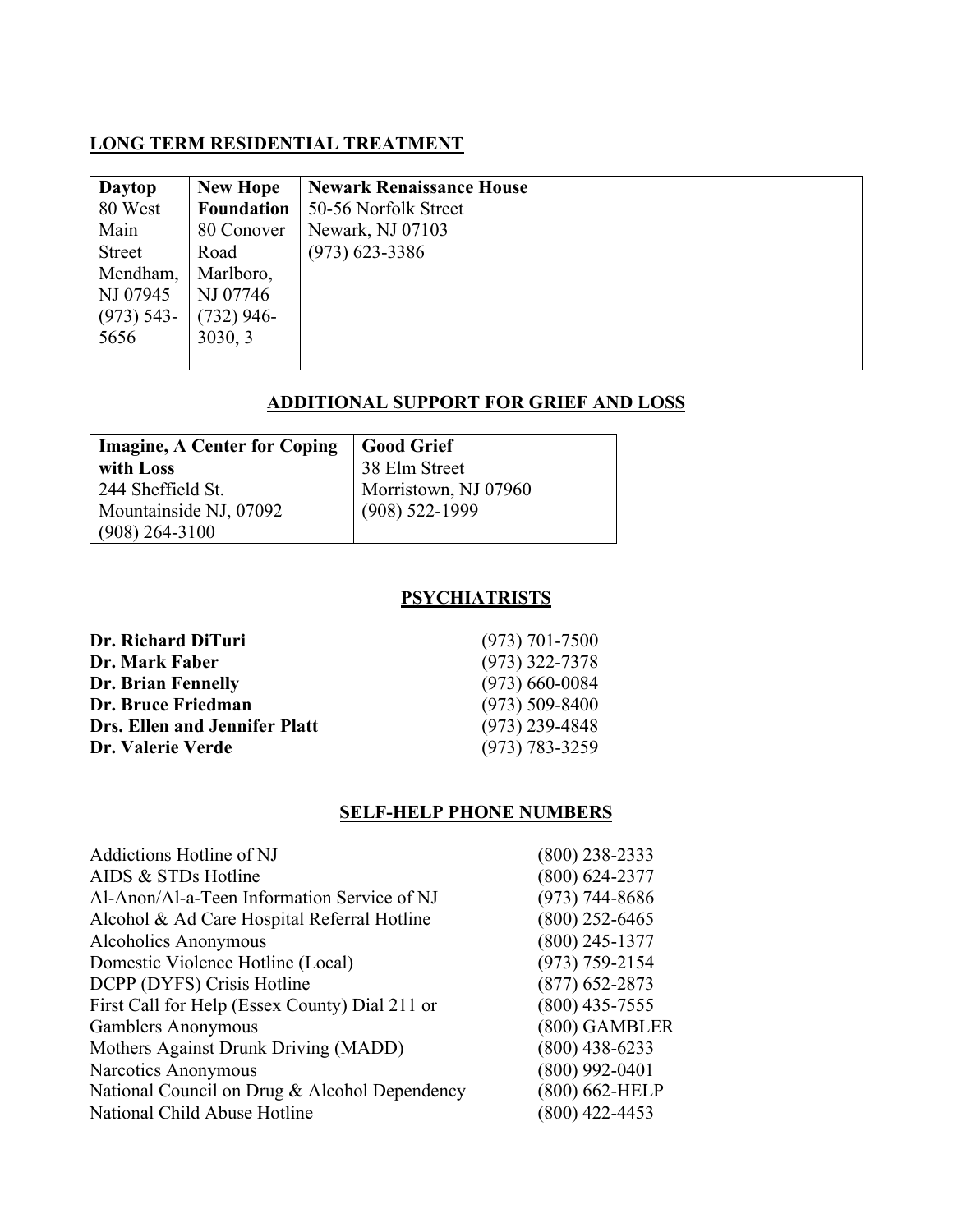## LONG TERM RESIDENTIAL TREATMENT

| **Daytop** | **New Hope Foundation** | **Newark Renaissance House** |
|---|---|---|
| 80 West Main Street<br>Mendham, NJ 07945<br>(973) 543-5656 | 80 Conover Road<br>Marlboro, NJ 07746<br>(732) 946-3030, 3 | 50-56 Norfolk Street<br>Newark, NJ 07103<br>(973) 623-3386 |

## ADDITIONAL SUPPORT FOR GRIEF AND LOSS

| **Imagine, A Center for Coping with Loss** | **Good Grief** |
|---|---|
| 244 Sheffield St.<br>Mountainside NJ, 07092<br>(908) 264-3100 | 38 Elm Street<br>Morristown, NJ 07960<br>(908) 522-1999 |

## PSYCHIATRISTS

| | |
|---|---|
| **Dr. Richard DiTuri** | (973) 701-7500 |
| **Dr. Mark Faber** | (973) 322-7378 |
| **Dr. Brian Fennelly** | (973) 660-0084 |
| **Dr. Bruce Friedman** | (973) 509-8400 |
| **Drs. Ellen and Jennifer Platt** | (973) 239-4848 |
| **Dr. Valerie Verde** | (973) 783-3259 |

## SELF-HELP PHONE NUMBERS

| | |
|---|---|
| Addictions Hotline of NJ | (800) 238-2333 |
| AIDS & STDs Hotline | (800) 624-2377 |
| Al-Anon/Al-a-Teen Information Service of NJ | (973) 744-8686 |
| Alcohol & Ad Care Hospital Referral Hotline | (800) 252-6465 |
| Alcoholics Anonymous | (800) 245-1377 |
| Domestic Violence Hotline (Local) | (973) 759-2154 |
| DCPP (DYFS) Crisis Hotline | (877) 652-2873 |
| First Call for Help (Essex County) Dial 211 or | (800) 435-7555 |
| Gamblers Anonymous | (800) GAMBLER |
| Mothers Against Drunk Driving (MADD) | (800) 438-6233 |
| Narcotics Anonymous | (800) 992-0401 |
| National Council on Drug & Alcohol Dependency | (800) 662-HELP |
| National Child Abuse Hotline | (800) 422-4453 |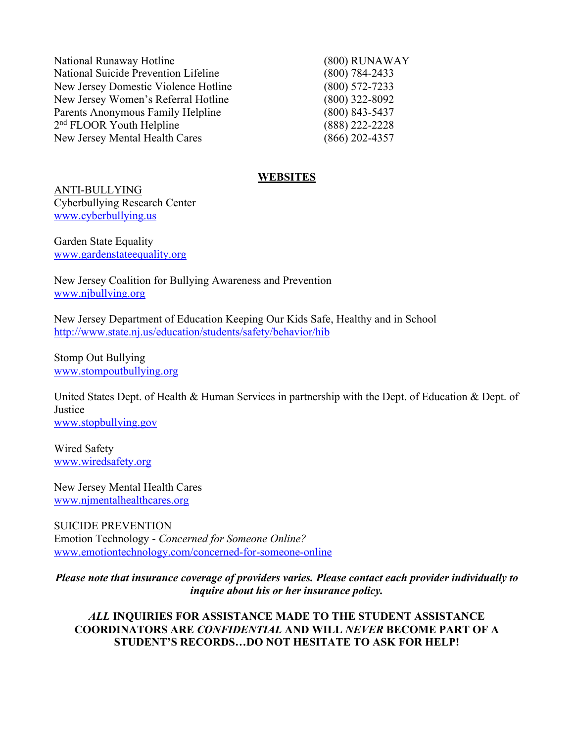| | |
|---|---|
| National Runaway Hotline | (800) RUNAWAY |
| National Suicide Prevention Lifeline | (800) 784-2433 |
| New Jersey Domestic Violence Hotline | (800) 572-7233 |
| New Jersey Women's Referral Hotline | (800) 322-8092 |
| Parents Anonymous Family Helpline | (800) 843-5437 |
| 2nd FLOOR Youth Helpline | (888) 222-2228 |
| New Jersey Mental Health Cares | (866) 202-4357 |

## WEBSITES

ANTI-BULLYING

Cyberbullying Research Center
www.cyberbullying.us

Garden State Equality
www.gardenstateequality.org

New Jersey Coalition for Bullying Awareness and Prevention
www.njbullying.org

New Jersey Department of Education Keeping Our Kids Safe, Healthy and in School
http://www.state.nj.us/education/students/safety/behavior/hib

Stomp Out Bullying
www.stompoutbullying.org

United States Dept. of Health & Human Services in partnership with the Dept. of Education & Dept. of Justice
www.stopbullying.gov

Wired Safety
www.wiredsafety.org

New Jersey Mental Health Cares
www.njmentalhealthcares.org

SUICIDE PREVENTION

Emotion Technology - *Concerned for Someone Online?*
www.emotiontechnology.com/concerned-for-someone-online

***Please note that insurance coverage of providers varies. Please contact each provider individually to inquire about his or her insurance policy.***

***ALL* INQUIRIES FOR ASSISTANCE MADE TO THE STUDENT ASSISTANCE COORDINATORS ARE *CONFIDENTIAL* AND WILL *NEVER* BECOME PART OF A STUDENT'S RECORDS…DO NOT HESITATE TO ASK FOR HELP!**